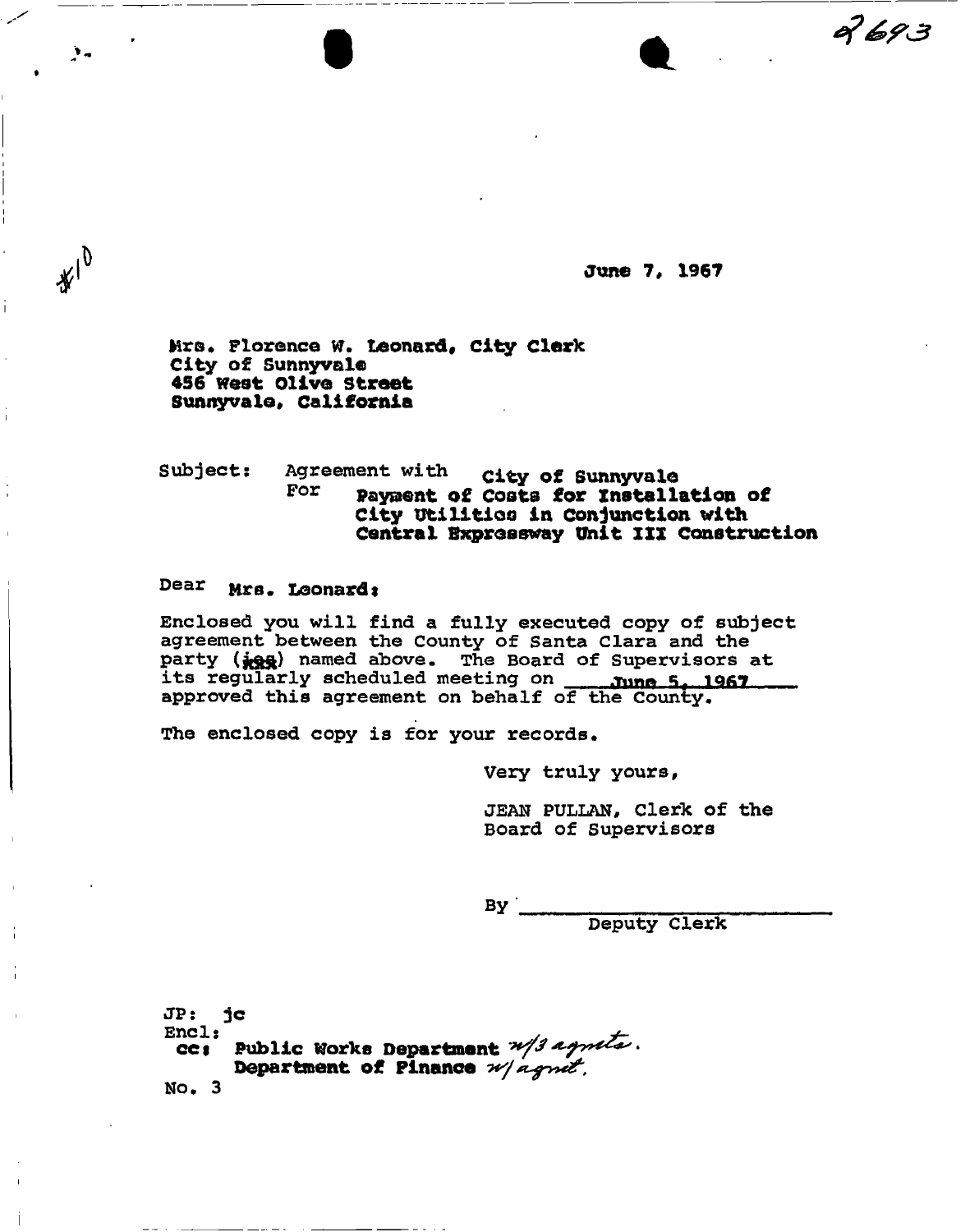2693

#10

June 7, 1967

Mrs. Florence W. Leonard, City Clerk
City of Sunnyvale
456 West Olive Street
Sunnyvale, California

Subject: Agreement with City of Sunnyvale
For Payment of Costs for Installation of City Utilities in Conjunction with Central Expressway Unit III Construction

Dear Mrs. Leonard:

Enclosed you will find a fully executed copy of subject agreement between the County of Santa Clara and the party (ies) named above. The Board of Supervisors at its regularly scheduled meeting on June 5, 1967 approved this agreement on behalf of the County.

The enclosed copy is for your records.

Very truly yours,

JEAN PULLAN, Clerk of the Board of Supervisors

By ____________________
Deputy Clerk

JP: jc
Encl:
cc: Public Works Department w/3 agmts.
Department of Finance w/agmt.
No. 3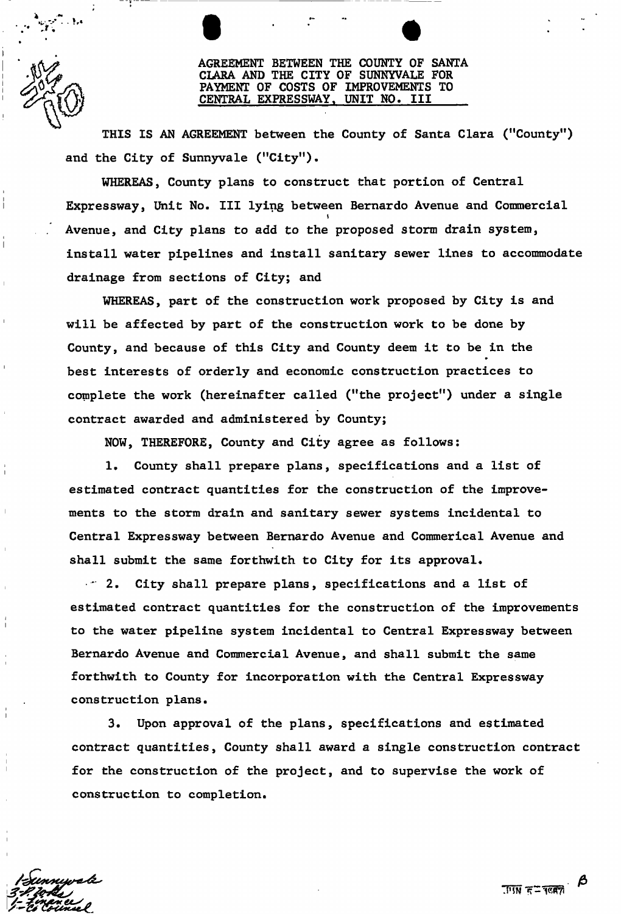# AGREEMENT BETWEEN THE COUNTY OF SANTA CLARA AND THE CITY OF SUNNYVALE FOR PAYMENT OF COSTS OF IMPROVEMENTS TO CENTRAL EXPRESSWAY, UNIT NO. III

THIS IS AN AGREEMENT between the County of Santa Clara ("County") and the City of Sunnyvale ("City").

WHEREAS, County plans to construct that portion of Central Expressway, Unit No. III lying between Bernardo Avenue and Commercial Avenue, and City plans to add to the proposed storm drain system, install water pipelines and install sanitary sewer lines to accommodate drainage from sections of City; and

WHEREAS, part of the construction work proposed by City is and will be affected by part of the construction work to be done by County, and because of this City and County deem it to be in the best interests of orderly and economic construction practices to complete the work (hereinafter called ("the project") under a single contract awarded and administered by County;

NOW, THEREFORE, County and City agree as follows:

1. County shall prepare plans, specifications and a list of estimated contract quantities for the construction of the improvements to the storm drain and sanitary sewer systems incidental to Central Expressway between Bernardo Avenue and Commerical Avenue and shall submit the same forthwith to City for its approval.

2. City shall prepare plans, specifications and a list of estimated contract quantities for the construction of the improvements to the water pipeline system incidental to Central Expressway between Bernardo Avenue and Commercial Avenue, and shall submit the same forthwith to County for incorporation with the Central Expressway construction plans.

3. Upon approval of the plans, specifications and estimated contract quantities, County shall award a single construction contract for the construction of the project, and to supervise the work of construction to completion.

1-Sunnyvale
3-P. Works
1-Finance
1-Co Counsel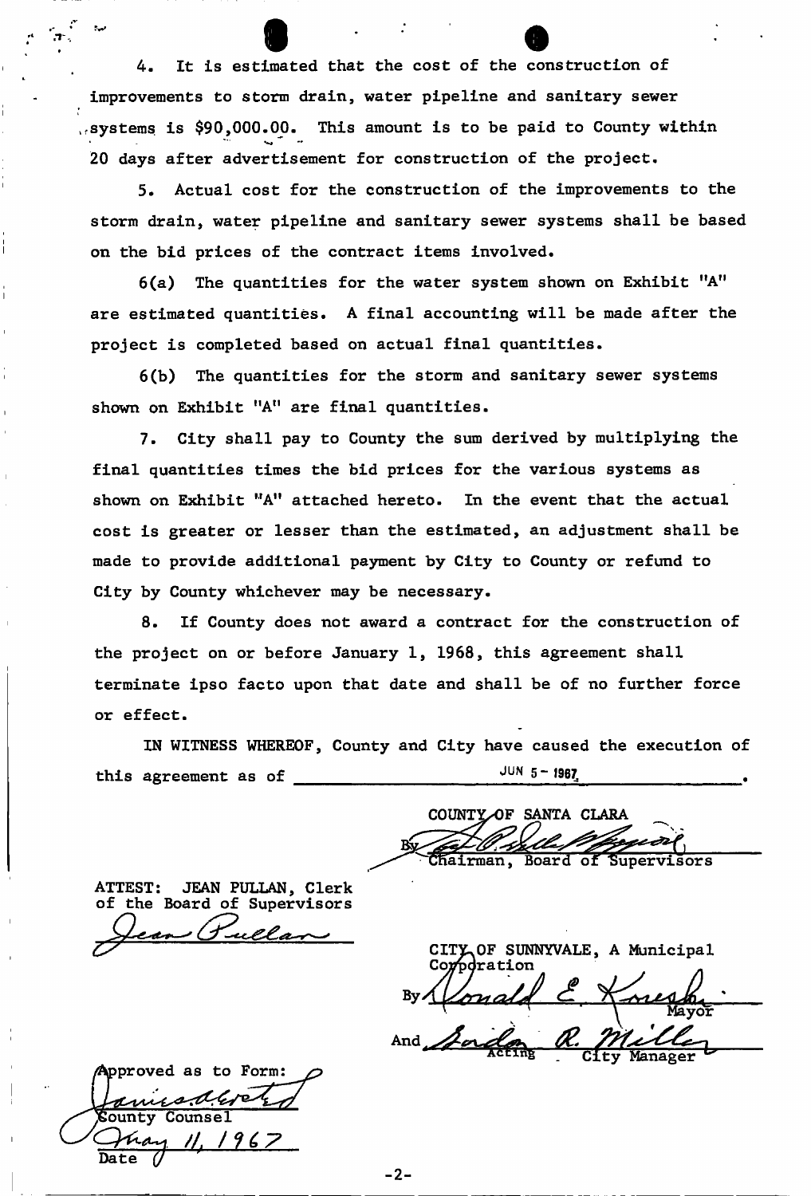4. It is estimated that the cost of the construction of improvements to storm drain, water pipeline and sanitary sewer systems is $90,000.00. This amount is to be paid to County within 20 days after advertisement for construction of the project.

5. Actual cost for the construction of the improvements to the storm drain, water pipeline and sanitary sewer systems shall be based on the bid prices of the contract items involved.

6(a) The quantities for the water system shown on Exhibit "A" are estimated quantities. A final accounting will be made after the project is completed based on actual final quantities.

6(b) The quantities for the storm and sanitary sewer systems shown on Exhibit "A" are final quantities.

7. City shall pay to County the sum derived by multiplying the final quantities times the bid prices for the various systems as shown on Exhibit "A" attached hereto. In the event that the actual cost is greater or lesser than the estimated, an adjustment shall be made to provide additional payment by City to County or refund to City by County whichever may be necessary.

8. If County does not award a contract for the construction of the project on or before January 1, 1968, this agreement shall terminate ipso facto upon that date and shall be of no further force or effect.

IN WITNESS WHEREOF, County and City have caused the execution of this agreement as of JUN 5 - 1967.

COUNTY OF SANTA CLARA

By _[signature]_
Chairman, Board of Supervisors

ATTEST: JEAN PULLAN, Clerk of the Board of Supervisors

_Jean Pullan_

CITY OF SUNNYVALE, A Municipal Corporation

By _Donald E. Koresh_
Mayor

And _Gordon R. Miller_
Acting City Manager

Approved as to Form:

_[signature]_
County Counsel

_May 11, 1967_
Date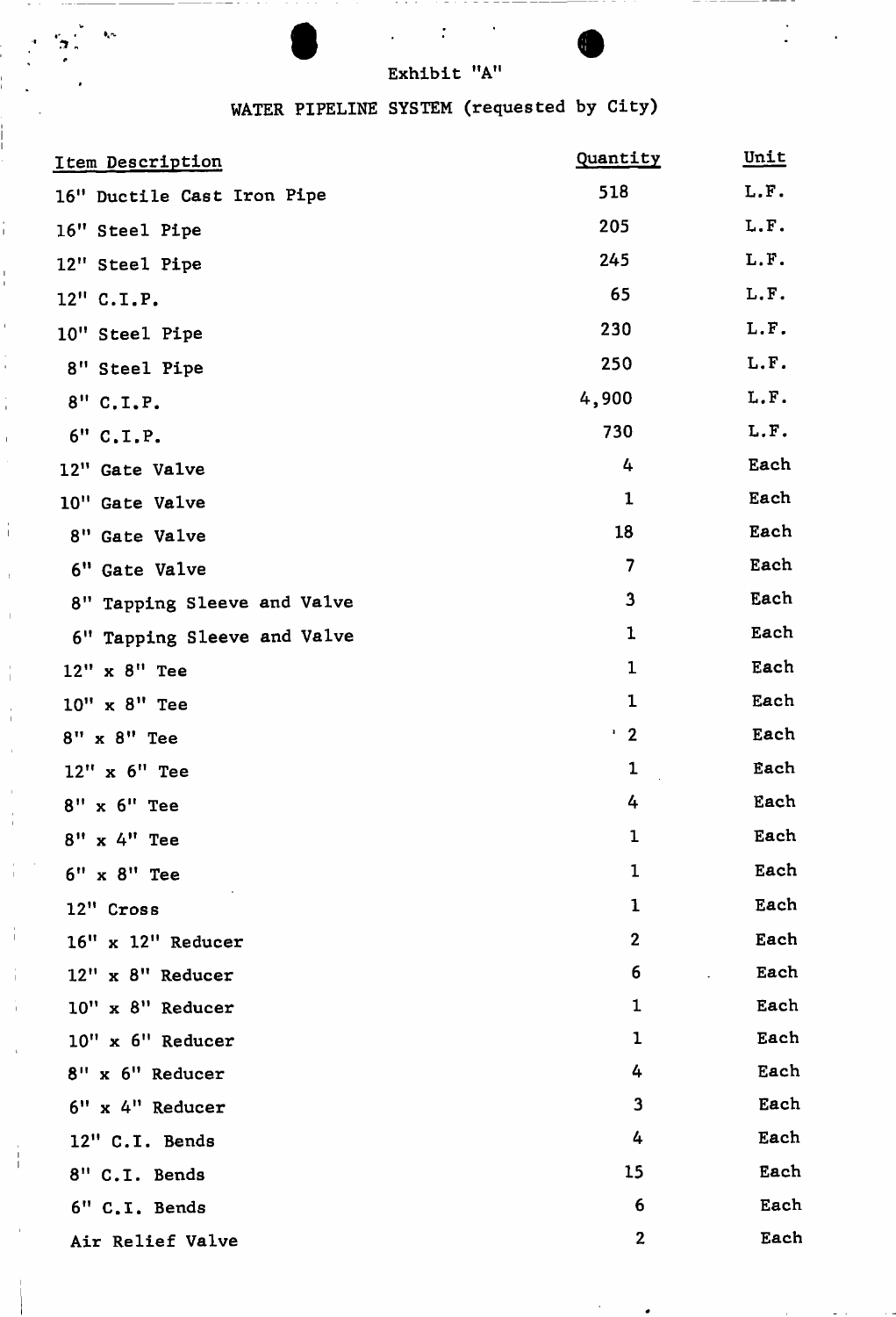Exhibit "A"

WATER PIPELINE SYSTEM (requested by City)

| Item Description | Quantity | Unit |
|---|---|---|
| 16" Ductile Cast Iron Pipe | 518 | L.F. |
| 16" Steel Pipe | 205 | L.F. |
| 12" Steel Pipe | 245 | L.F. |
| 12" C.I.P. | 65 | L.F. |
| 10" Steel Pipe | 230 | L.F. |
| 8" Steel Pipe | 250 | L.F. |
| 8" C.I.P. | 4,900 | L.F. |
| 6" C.I.P. | 730 | L.F. |
| 12" Gate Valve | 4 | Each |
| 10" Gate Valve | 1 | Each |
| 8" Gate Valve | 18 | Each |
| 6" Gate Valve | 7 | Each |
| 8" Tapping Sleeve and Valve | 3 | Each |
| 6" Tapping Sleeve and Valve | 1 | Each |
| 12" x 8" Tee | 1 | Each |
| 10" x 8" Tee | 1 | Each |
| 8" x 8" Tee | 2 | Each |
| 12" x 6" Tee | 1 | Each |
| 8" x 6" Tee | 4 | Each |
| 8" x 4" Tee | 1 | Each |
| 6" x 8" Tee | 1 | Each |
| 12" Cross | 1 | Each |
| 16" x 12" Reducer | 2 | Each |
| 12" x 8" Reducer | 6 | Each |
| 10" x 8" Reducer | 1 | Each |
| 10" x 6" Reducer | 1 | Each |
| 8" x 6" Reducer | 4 | Each |
| 6" x 4" Reducer | 3 | Each |
| 12" C.I. Bends | 4 | Each |
| 8" C.I. Bends | 15 | Each |
| 6" C.I. Bends | 6 | Each |
| Air Relief Valve | 2 | Each |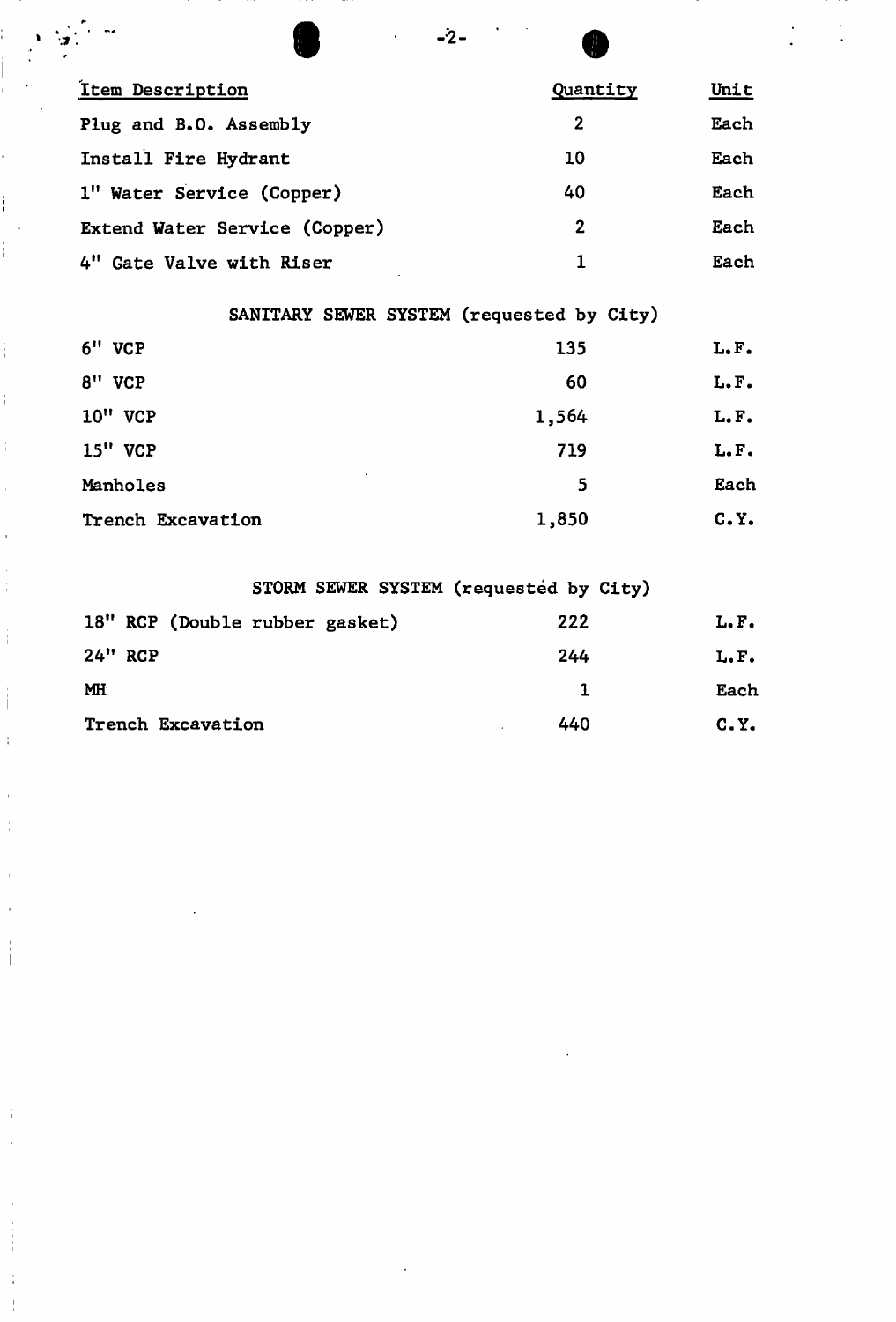| Item Description | Quantity | Unit |
|---|---|---|
| Plug and B.O. Assembly | 2 | Each |
| Install Fire Hydrant | 10 | Each |
| 1" Water Service (Copper) | 40 | Each |
| Extend Water Service (Copper) | 2 | Each |
| 4" Gate Valve with Riser | 1 | Each |

SANITARY SEWER SYSTEM (requested by City)

| Item Description | Quantity | Unit |
|---|---|---|
| 6" VCP | 135 | L.F. |
| 8" VCP | 60 | L.F. |
| 10" VCP | 1,564 | L.F. |
| 15" VCP | 719 | L.F. |
| Manholes | 5 | Each |
| Trench Excavation | 1,850 | C.Y. |

STORM SEWER SYSTEM (requested by City)

| Item Description | Quantity | Unit |
|---|---|---|
| 18" RCP (Double rubber gasket) | 222 | L.F. |
| 24" RCP | 244 | L.F. |
| MH | 1 | Each |
| Trench Excavation | 440 | C.Y. |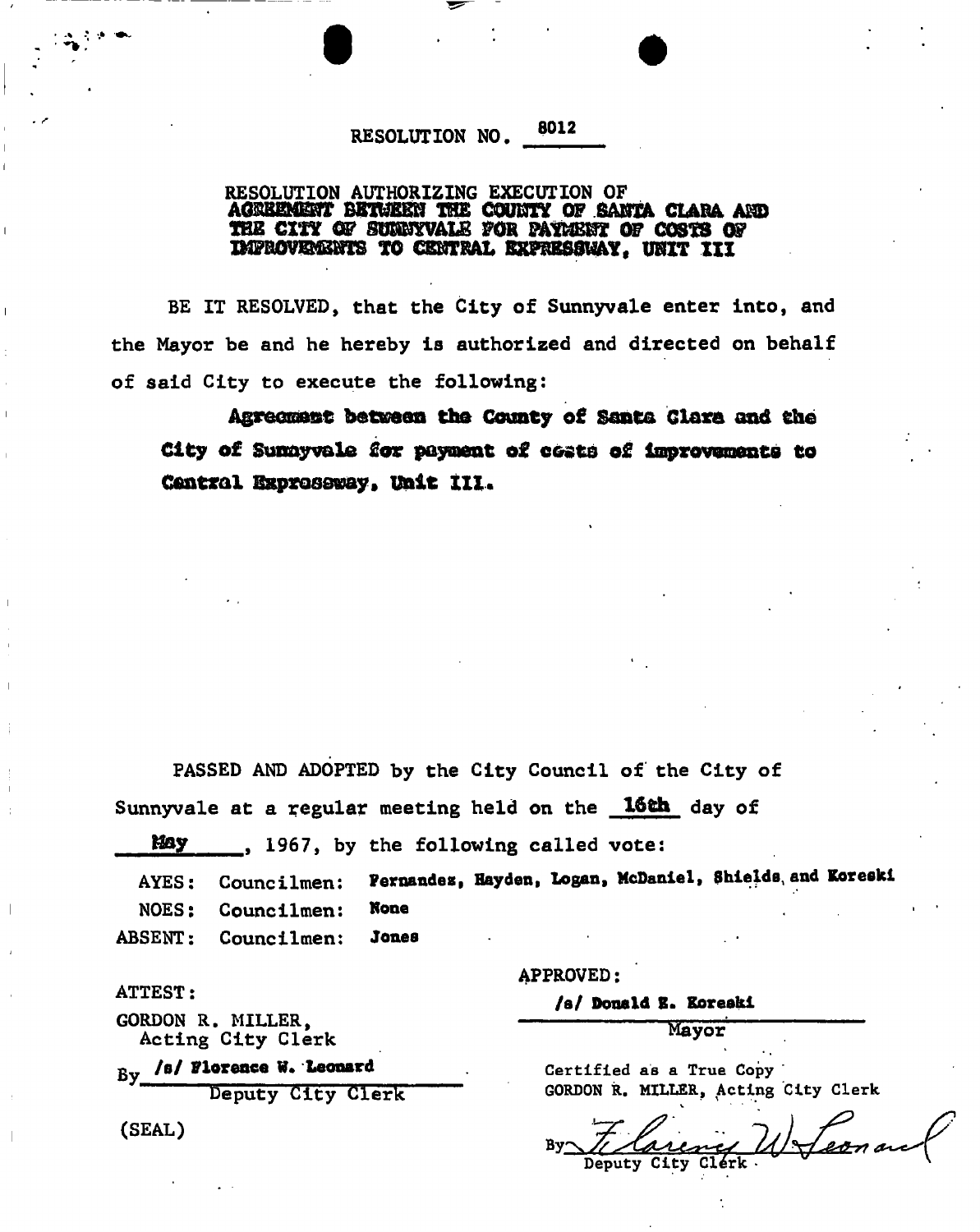# RESOLUTION NO. 8012

## RESOLUTION AUTHORIZING EXECUTION OF AGREEMENT BETWEEN THE COUNTY OF SANTA CLARA AND THE CITY OF SUNNYVALE FOR PAYMENT OF COSTS OF IMPROVEMENTS TO CENTRAL EXPRESSWAY, UNIT III

BE IT RESOLVED, that the City of Sunnyvale enter into, and the Mayor be and he hereby is authorized and directed on behalf of said City to execute the following:

**Agreement between the County of Santa Clara and the City of Sunnyvale for payment of costs of improvements to Central Expressway, Unit III.**

PASSED AND ADOPTED by the City Council of the City of Sunnyvale at a regular meeting held on the **16th** day of **May**, 1967, by the following called vote:

AYES: Councilmen: **Fernandez, Hayden, Logan, McDaniel, Shields and Koreski**

NOES: Councilmen: **None**

ABSENT: Councilmen: **Jones**

APPROVED:

**/s/ Donald E. Koreski**
Mayor

ATTEST:

GORDON R. MILLER,
Acting City Clerk

By **/s/ Florence W. Leonard**
Deputy City Clerk

(SEAL)

Certified as a True Copy
GORDON R. MILLER, Acting City Clerk

By Florence W Leonard
Deputy City Clerk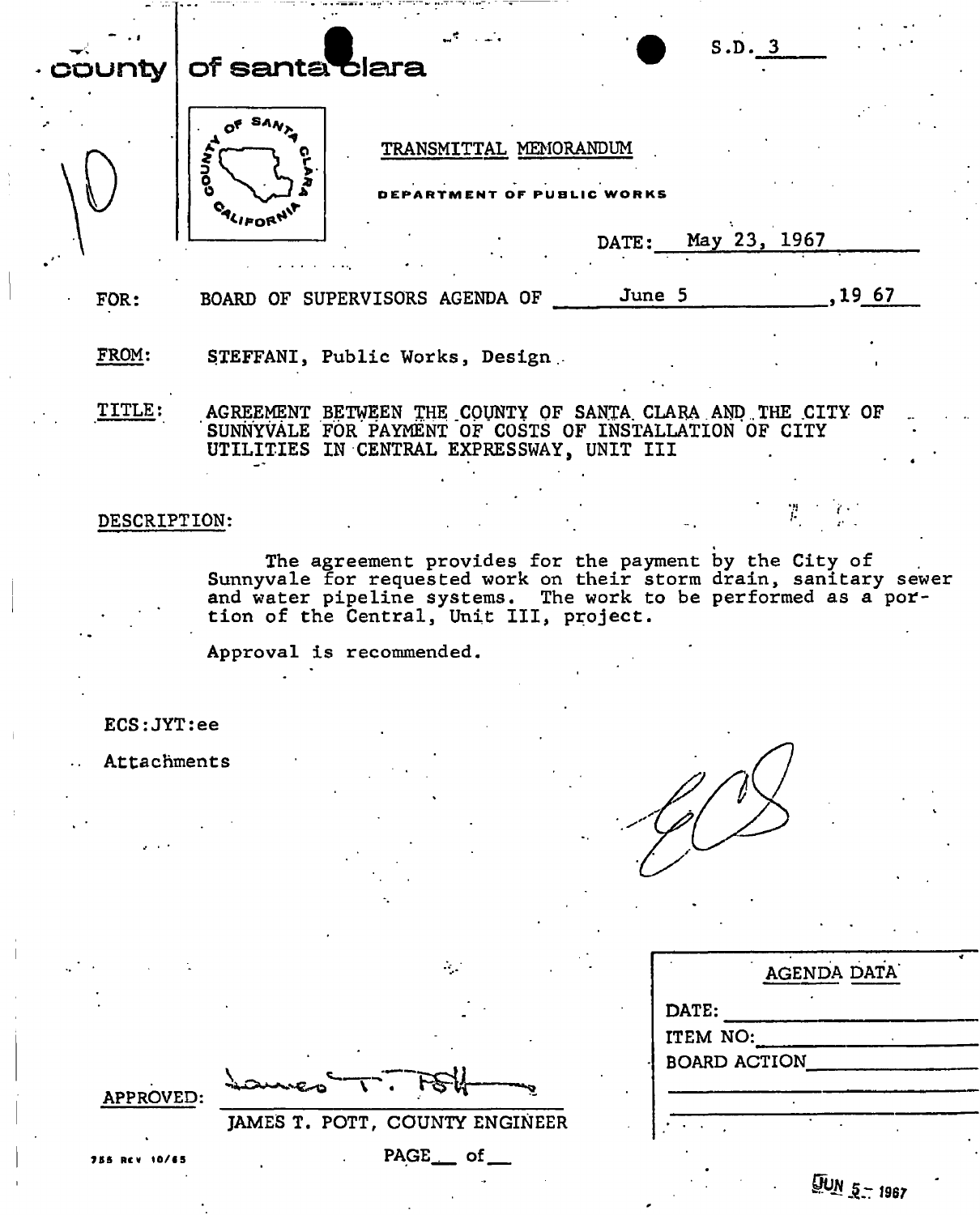S.D. 3

county | of santa clara

TRANSMITTAL MEMORANDUM

DEPARTMENT OF PUBLIC WORKS

DATE: May 23, 1967

FOR: BOARD OF SUPERVISORS AGENDA OF June 5, 19 67

FROM: STEFFANI, Public Works, Design

TITLE: AGREEMENT BETWEEN THE COUNTY OF SANTA CLARA AND THE CITY OF SUNNYVALE FOR PAYMENT OF COSTS OF INSTALLATION OF CITY UTILITIES IN CENTRAL EXPRESSWAY, UNIT III

DESCRIPTION:

The agreement provides for the payment by the City of Sunnyvale for requested work on their storm drain, sanitary sewer and water pipeline systems. The work to be performed as a portion of the Central, Unit III, project.

Approval is recommended.

ECS:JYT:ee

Attachments

| AGENDA DATA |
| --- |
| DATE: |
| ITEM NO: |
| BOARD ACTION |

APPROVED: James T. Pott

JAMES T. POTT, COUNTY ENGINEER

755 REV 10/65

PAGE \_\_ of \_\_

JUN 5 - 1967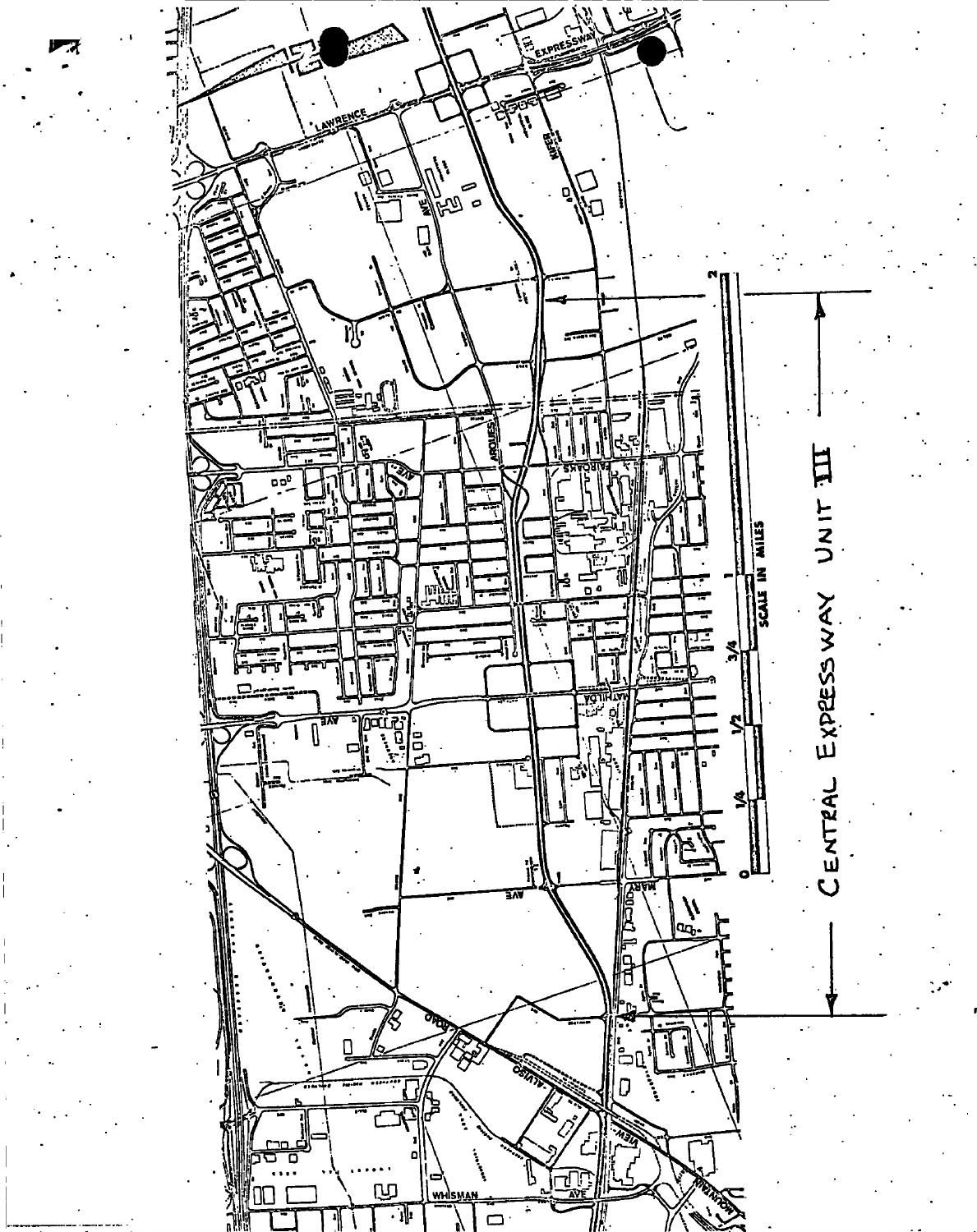CENTRAL EXPRESSWAY UNIT III

SCALE IN MILES

0 1/4 1/2 3/4 1 2

EXPRESSWAY

LAWRENCE

KIFER

AVE

ARQUES

FAIR OAKS AVE

MATHILDA

AVE

MARY

AVE

ALVISO ROAD

MOUNTAIN VIEW

WHISMAN AVE